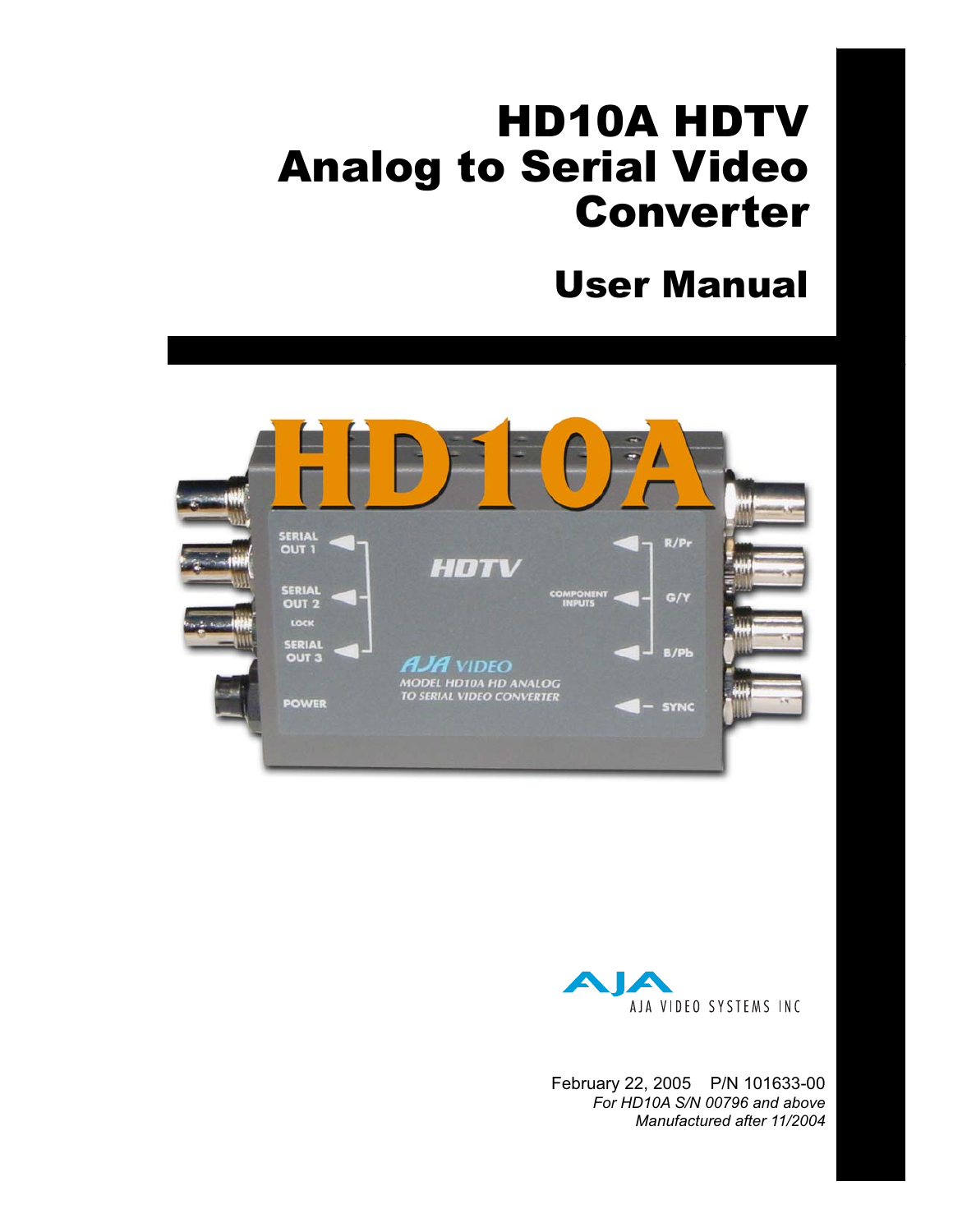# HD10A HDTV Analog to Serial Video Converter

## User Manual

AJA VIDEO SYSTEMS INC

February 22, 2005 P/N 101633-00

*For HD10A S/N 00796 and above*

*Manufactured after 11/2004*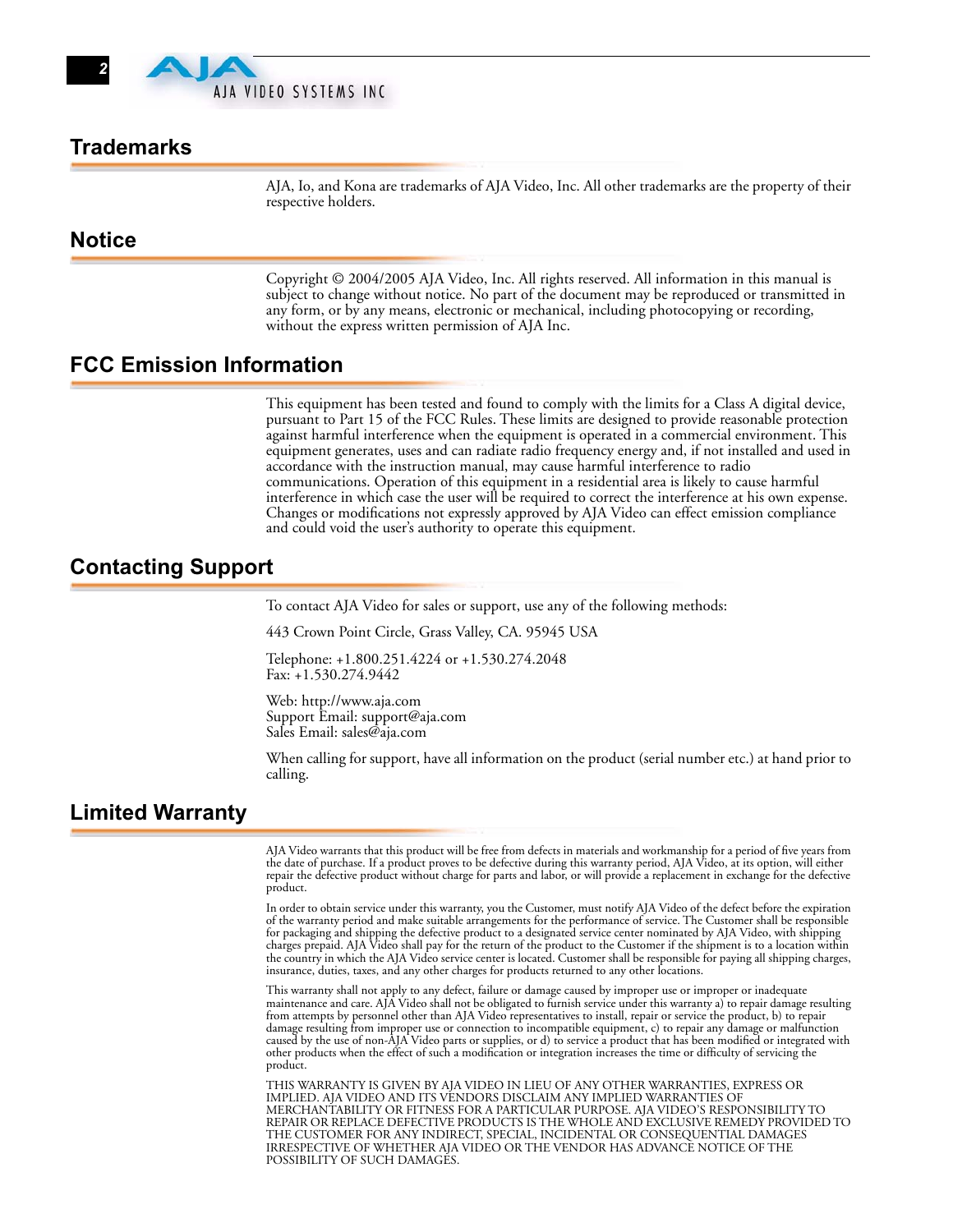## Trademarks

AJA, Io, and Kona are trademarks of AJA Video, Inc. All other trademarks are the property of their respective holders.

## Notice

Copyright © 2004/2005 AJA Video, Inc. All rights reserved. All information in this manual is subject to change without notice. No part of the document may be reproduced or transmitted in any form, or by any means, electronic or mechanical, including photocopying or recording, without the express written permission of AJA Inc.

## FCC Emission Information

This equipment has been tested and found to comply with the limits for a Class A digital device, pursuant to Part 15 of the FCC Rules. These limits are designed to provide reasonable protection against harmful interference when the equipment is operated in a commercial environment. This equipment generates, uses and can radiate radio frequency energy and, if not installed and used in accordance with the instruction manual, may cause harmful interference to radio communications. Operation of this equipment in a residential area is likely to cause harmful interference in which case the user will be required to correct the interference at his own expense. Changes or modifications not expressly approved by AJA Video can effect emission compliance and could void the user's authority to operate this equipment.

## Contacting Support

To contact AJA Video for sales or support, use any of the following methods:

443 Crown Point Circle, Grass Valley, CA. 95945 USA

Telephone: +1.800.251.4224 or +1.530.274.2048
Fax: +1.530.274.9442

Web: http://www.aja.com
Support Email: support@aja.com
Sales Email: sales@aja.com

When calling for support, have all information on the product (serial number etc.) at hand prior to calling.

## Limited Warranty

AJA Video warrants that this product will be free from defects in materials and workmanship for a period of five years from the date of purchase. If a product proves to be defective during this warranty period, AJA Video, at its option, will either repair the defective product without charge for parts and labor, or will provide a replacement in exchange for the defective product.

In order to obtain service under this warranty, you the Customer, must notify AJA Video of the defect before the expiration of the warranty period and make suitable arrangements for the performance of service. The Customer shall be responsible for packaging and shipping the defective product to a designated service center nominated by AJA Video, with shipping charges prepaid. AJA Video shall pay for the return of the product to the Customer if the shipment is to a location within the country in which the AJA Video service center is located. Customer shall be responsible for paying all shipping charges, insurance, duties, taxes, and any other charges for products returned to any other locations.

This warranty shall not apply to any defect, failure or damage caused by improper use or improper or inadequate maintenance and care. AJA Video shall not be obligated to furnish service under this warranty a) to repair damage resulting from attempts by personnel other than AJA Video representatives to install, repair or service the product, b) to repair damage resulting from improper use or connection to incompatible equipment, c) to repair any damage or malfunction caused by the use of non-AJA Video parts or supplies, or d) to service a product that has been modified or integrated with other products when the effect of such a modification or integration increases the time or difficulty of servicing the product.

THIS WARRANTY IS GIVEN BY AJA VIDEO IN LIEU OF ANY OTHER WARRANTIES, EXPRESS OR IMPLIED. AJA VIDEO AND ITS VENDORS DISCLAIM ANY IMPLIED WARRANTIES OF MERCHANTABILITY OR FITNESS FOR A PARTICULAR PURPOSE. AJA VIDEO'S RESPONSIBILITY TO REPAIR OR REPLACE DEFECTIVE PRODUCTS IS THE WHOLE AND EXCLUSIVE REMEDY PROVIDED TO THE CUSTOMER FOR ANY INDIRECT, SPECIAL, INCIDENTAL OR CONSEQUENTIAL DAMAGES IRRESPECTIVE OF WHETHER AJA VIDEO OR THE VENDOR HAS ADVANCE NOTICE OF THE POSSIBILITY OF SUCH DAMAGES.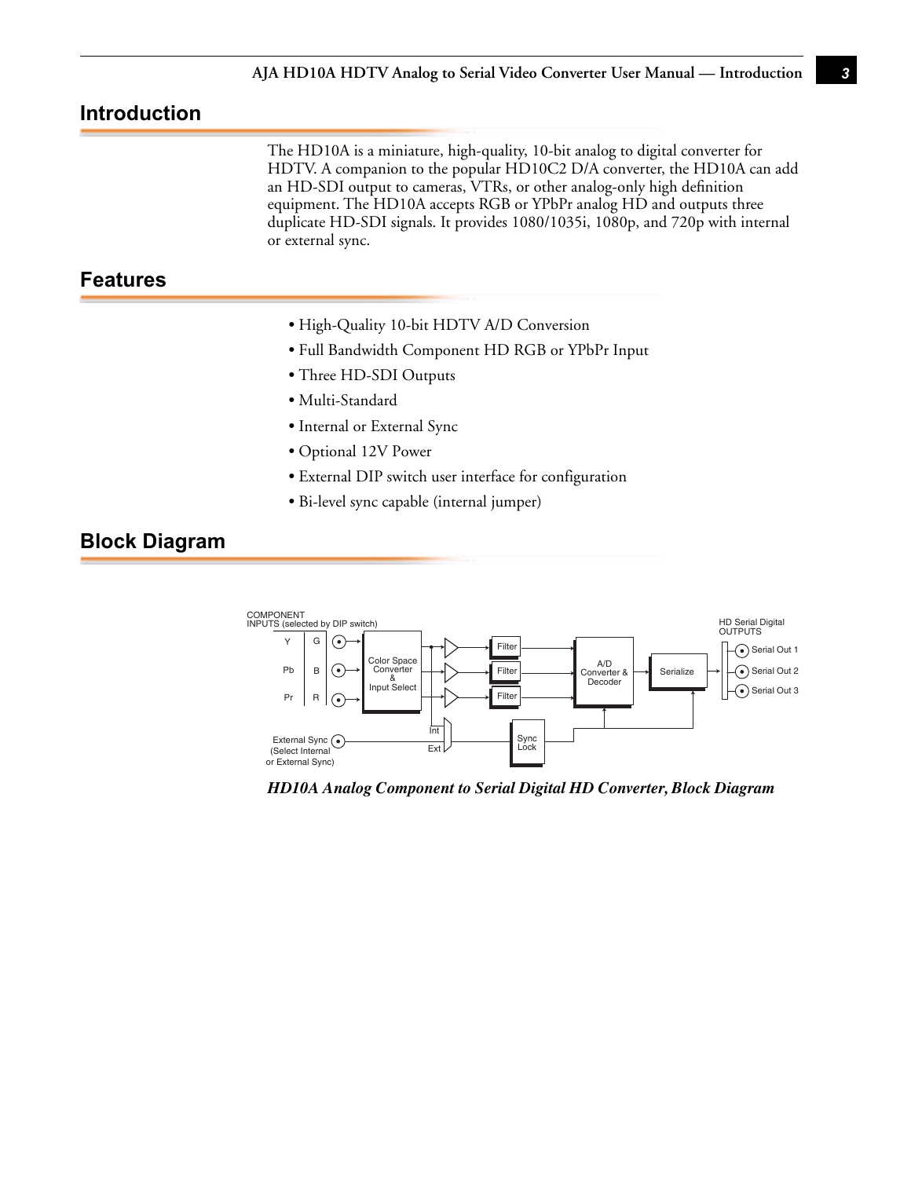## Introduction

The HD10A is a miniature, high-quality, 10-bit analog to digital converter for HDTV. A companion to the popular HD10C2 D/A converter, the HD10A can add an HD-SDI output to cameras, VTRs, or other analog-only high definition equipment. The HD10A accepts RGB or YPbPr analog HD and outputs three duplicate HD-SDI signals. It provides 1080/1035i, 1080p, and 720p with internal or external sync.

## Features

- High-Quality 10-bit HDTV A/D Conversion
- Full Bandwidth Component HD RGB or YPbPr Input
- Three HD-SDI Outputs
- Multi-Standard
- Internal or External Sync
- Optional 12V Power
- External DIP switch user interface for configuration
- Bi-level sync capable (internal jumper)

## Block Diagram

*HD10A Analog Component to Serial Digital HD Converter, Block Diagram*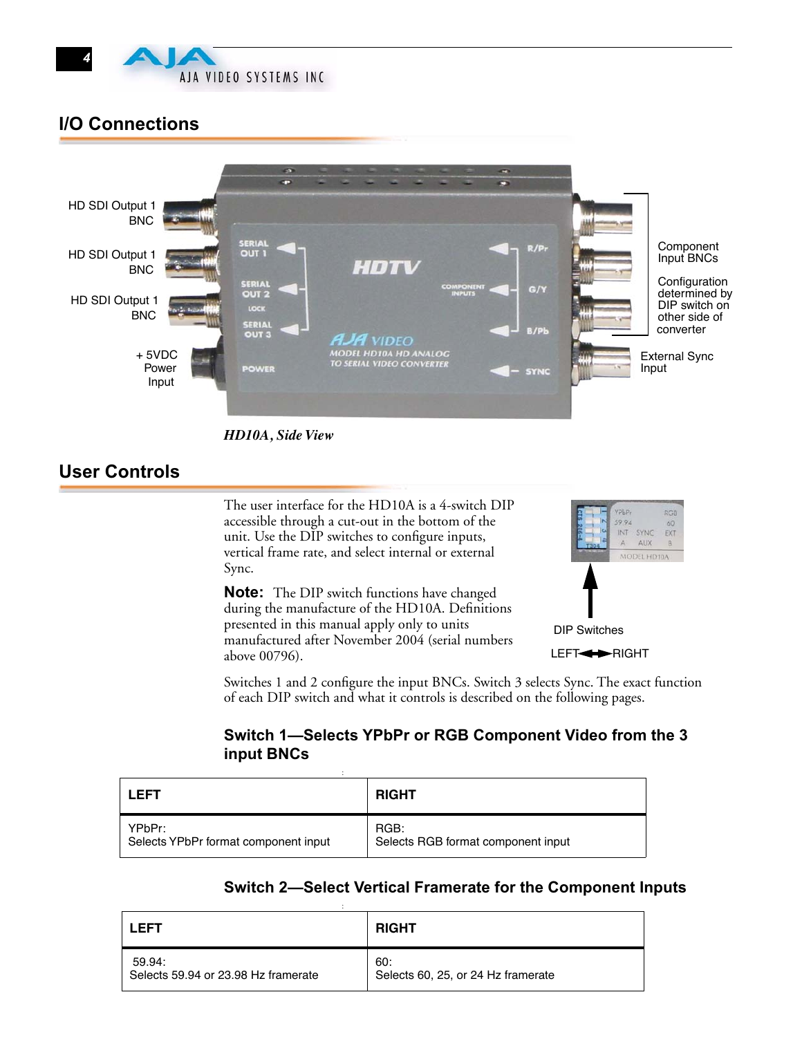## I/O Connections

HD SDI Output 1 BNC

HD SDI Output 1 BNC

HD SDI Output 1 BNC

+ 5VDC Power Input

Component Input BNCs

Configuration determined by DIP switch on other side of converter

External Sync Input

*HD10A, Side View*

## User Controls

The user interface for the HD10A is a 4-switch DIP accessible through a cut-out in the bottom of the unit. Use the DIP switches to configure inputs, vertical frame rate, and select internal or external Sync.

**Note:** The DIP switch functions have changed during the manufacture of the HD10A. Definitions presented in this manual apply only to units manufactured after November 2004 (serial numbers above 00796).

DIP Switches

LEFT ↔ RIGHT

Switches 1 and 2 configure the input BNCs. Switch 3 selects Sync. The exact function of each DIP switch and what it controls is described on the following pages.

### Switch 1—Selects YPbPr or RGB Component Video from the 3 input BNCs

| LEFT | RIGHT |
|---|---|
| YPbPr:<br>Selects YPbPr format component input | RGB:<br>Selects RGB format component input |

### Switch 2—Select Vertical Framerate for the Component Inputs

| LEFT | RIGHT |
|---|---|
| 59.94:<br>Selects 59.94 or 23.98 Hz framerate | 60:<br>Selects 60, 25, or 24 Hz framerate |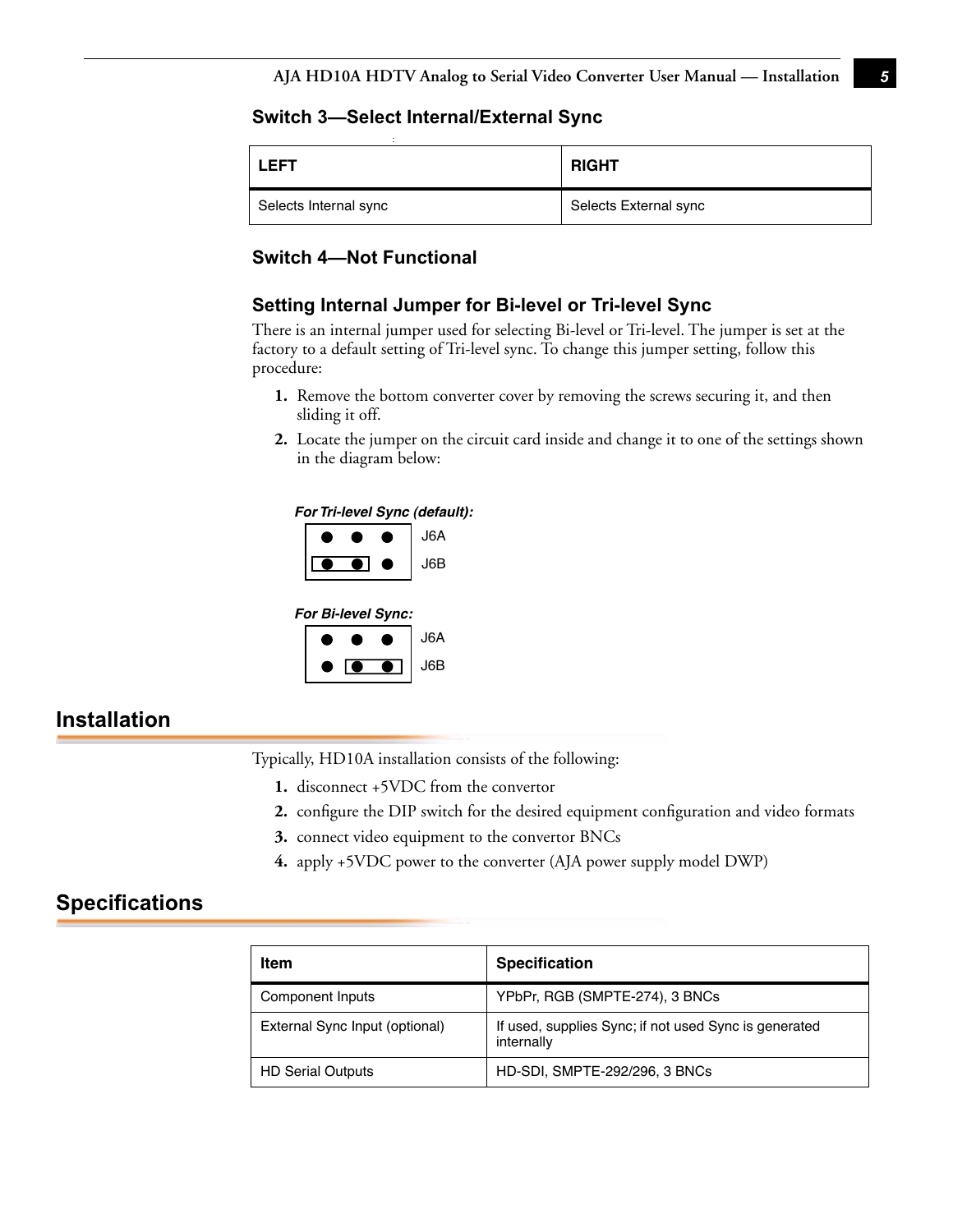### Switch 3—Select Internal/External Sync

| LEFT | RIGHT |
|---|---|
| Selects Internal sync | Selects External sync |

### Switch 4—Not Functional

### Setting Internal Jumper for Bi-level or Tri-level Sync

There is an internal jumper used for selecting Bi-level or Tri-level. The jumper is set at the factory to a default setting of Tri-level sync. To change this jumper setting, follow this procedure:

1. Remove the bottom converter cover by removing the screws securing it, and then sliding it off.
2. Locate the jumper on the circuit card inside and change it to one of the settings shown in the diagram below:

***For Tri-level Sync (default):***

J6A

J6B

***For Bi-level Sync:***

J6A

J6B

## Installation

Typically, HD10A installation consists of the following:

1. disconnect +5VDC from the convertor
2. configure the DIP switch for the desired equipment configuration and video formats
3. connect video equipment to the convertor BNCs
4. apply +5VDC power to the converter (AJA power supply model DWP)

## Specifications

| Item | Specification |
|---|---|
| Component Inputs | YPbPr, RGB (SMPTE-274), 3 BNCs |
| External Sync Input (optional) | If used, supplies Sync; if not used Sync is generated internally |
| HD Serial Outputs | HD-SDI, SMPTE-292/296, 3 BNCs |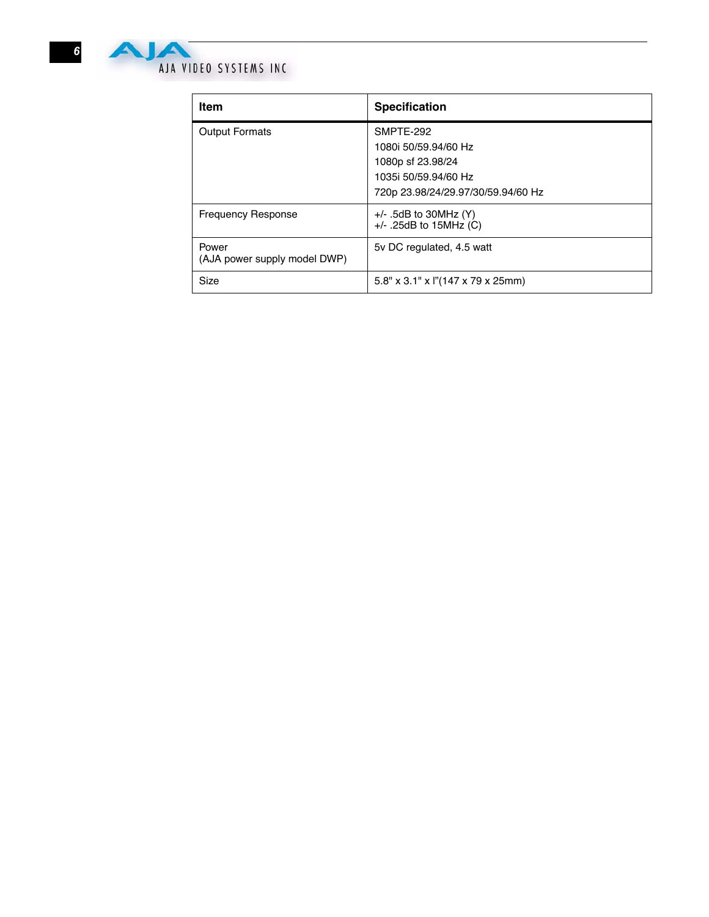| Item | Specification |
|---|---|
| Output Formats | SMPTE-292<br>1080i 50/59.94/60 Hz<br>1080p sf 23.98/24<br>1035i 50/59.94/60 Hz<br>720p 23.98/24/29.97/30/59.94/60 Hz |
| Frequency Response | +/- .5dB to 30MHz (Y)<br>+/- .25dB to 15MHz (C) |
| Power<br>(AJA power supply model DWP) | 5v DC regulated, 4.5 watt |
| Size | 5.8" x 3.1" x l”(147 x 79 x 25mm) |